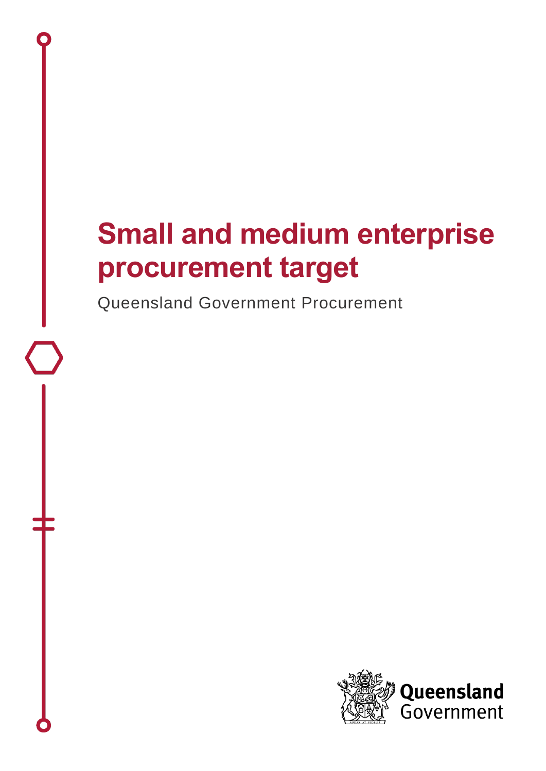# Small and medium enterprise procurement target

Queensland Government Procurement

Queensland Government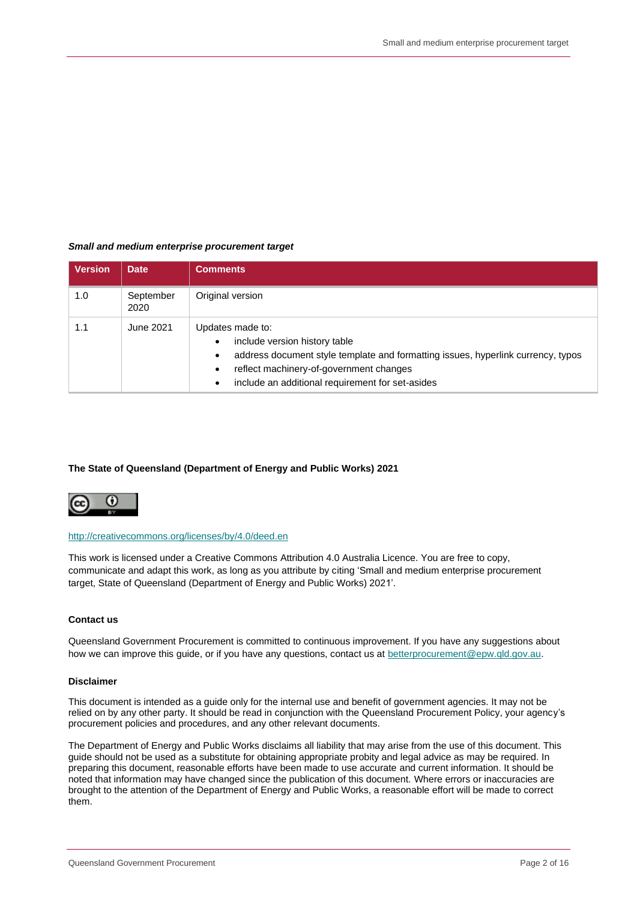***Small and medium enterprise procurement target***

| Version | Date | Comments |
| --- | --- | --- |
| 1.0 | September 2020 | Original version |
| 1.1 | June 2021 | Updates made to:<br>• include version history table<br>• address document style template and formatting issues, hyperlink currency, typos<br>• reflect machinery-of-government changes<br>• include an additional requirement for set-asides |

**The State of Queensland (Department of Energy and Public Works) 2021**

http://creativecommons.org/licenses/by/4.0/deed.en

This work is licensed under a Creative Commons Attribution 4.0 Australia Licence. You are free to copy, communicate and adapt this work, as long as you attribute by citing 'Small and medium enterprise procurement target, State of Queensland (Department of Energy and Public Works) 2021'.

**Contact us**

Queensland Government Procurement is committed to continuous improvement. If you have any suggestions about how we can improve this guide, or if you have any questions, contact us at betterprocurement@epw.qld.gov.au.

**Disclaimer**

This document is intended as a guide only for the internal use and benefit of government agencies. It may not be relied on by any other party. It should be read in conjunction with the Queensland Procurement Policy, your agency's procurement policies and procedures, and any other relevant documents.

The Department of Energy and Public Works disclaims all liability that may arise from the use of this document. This guide should not be used as a substitute for obtaining appropriate probity and legal advice as may be required. In preparing this document, reasonable efforts have been made to use accurate and current information. It should be noted that information may have changed since the publication of this document. Where errors or inaccuracies are brought to the attention of the Department of Energy and Public Works, a reasonable effort will be made to correct them.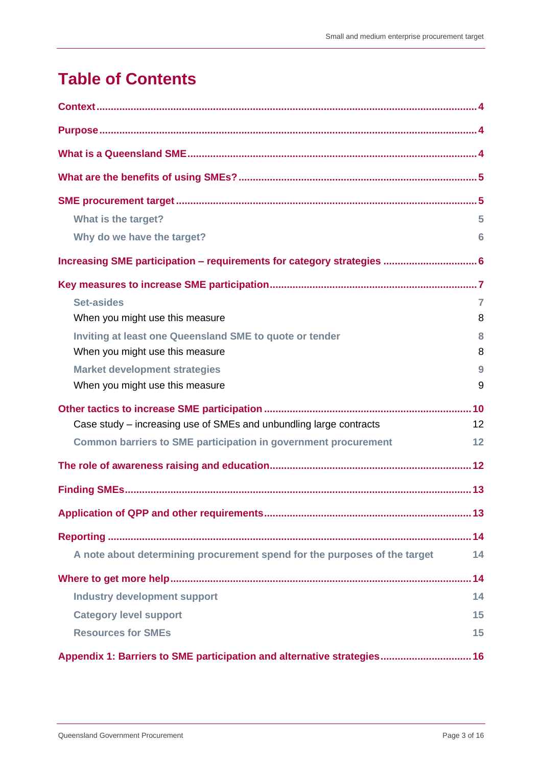# Table of Contents

- **Context** ... 4
- **Purpose** ... 4
- **What is a Queensland SME** ... 4
- **What are the benefits of using SMEs?** ... 5
- **SME procurement target** ... 5
  - What is the target? ... 5
  - Why do we have the target? ... 6
- **Increasing SME participation – requirements for category strategies** ... 6
- **Key measures to increase SME participation** ... 7
  - Set-asides ... 7
  - When you might use this measure ... 8
  - Inviting at least one Queensland SME to quote or tender ... 8
  - When you might use this measure ... 8
  - Market development strategies ... 9
  - When you might use this measure ... 9
- **Other tactics to increase SME participation** ... 10
  - Case study – increasing use of SMEs and unbundling large contracts ... 12
  - Common barriers to SME participation in government procurement ... 12
- **The role of awareness raising and education** ... 12
- **Finding SMEs** ... 13
- **Application of QPP and other requirements** ... 13
- **Reporting** ... 14
  - A note about determining procurement spend for the purposes of the target ... 14
- **Where to get more help** ... 14
  - Industry development support ... 14
  - Category level support ... 15
  - Resources for SMEs ... 15
- **Appendix 1: Barriers to SME participation and alternative strategies** ... 16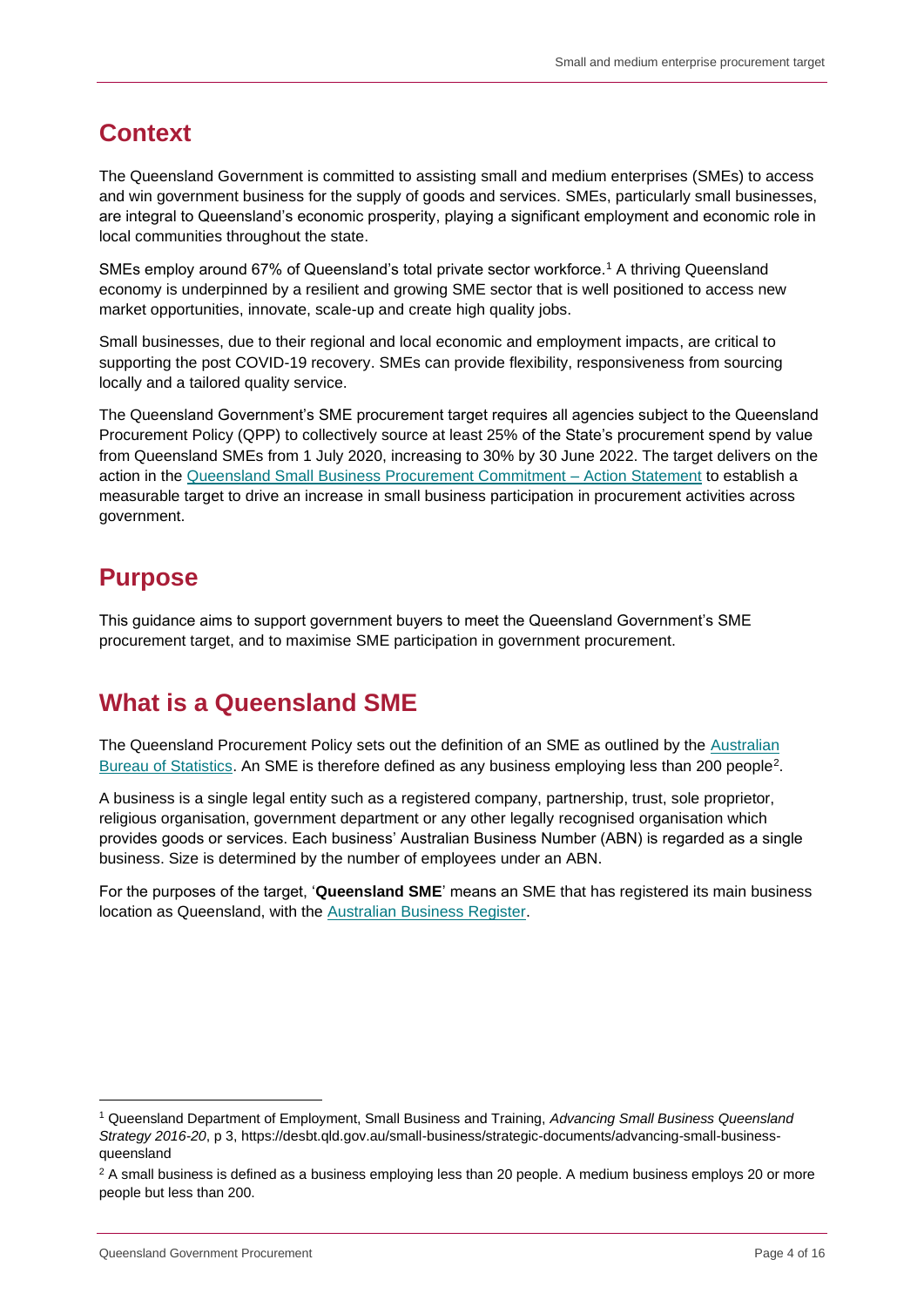## Context

The Queensland Government is committed to assisting small and medium enterprises (SMEs) to access and win government business for the supply of goods and services. SMEs, particularly small businesses, are integral to Queensland's economic prosperity, playing a significant employment and economic role in local communities throughout the state.

SMEs employ around 67% of Queensland's total private sector workforce.[1] A thriving Queensland economy is underpinned by a resilient and growing SME sector that is well positioned to access new market opportunities, innovate, scale-up and create high quality jobs.

Small businesses, due to their regional and local economic and employment impacts, are critical to supporting the post COVID-19 recovery. SMEs can provide flexibility, responsiveness from sourcing locally and a tailored quality service.

The Queensland Government's SME procurement target requires all agencies subject to the Queensland Procurement Policy (QPP) to collectively source at least 25% of the State's procurement spend by value from Queensland SMEs from 1 July 2020, increasing to 30% by 30 June 2022. The target delivers on the action in the Queensland Small Business Procurement Commitment – Action Statement to establish a measurable target to drive an increase in small business participation in procurement activities across government.

## Purpose

This guidance aims to support government buyers to meet the Queensland Government's SME procurement target, and to maximise SME participation in government procurement.

## What is a Queensland SME

The Queensland Procurement Policy sets out the definition of an SME as outlined by the Australian Bureau of Statistics. An SME is therefore defined as any business employing less than 200 people[2].

A business is a single legal entity such as a registered company, partnership, trust, sole proprietor, religious organisation, government department or any other legally recognised organisation which provides goods or services. Each business' Australian Business Number (ABN) is regarded as a single business. Size is determined by the number of employees under an ABN.

For the purposes of the target, '**Queensland SME**' means an SME that has registered its main business location as Queensland, with the Australian Business Register.

---

[1] Queensland Department of Employment, Small Business and Training, *Advancing Small Business Queensland Strategy 2016-20*, p 3, https://desbt.qld.gov.au/small-business/strategic-documents/advancing-small-business-queensland

[2] A small business is defined as a business employing less than 20 people. A medium business employs 20 or more people but less than 200.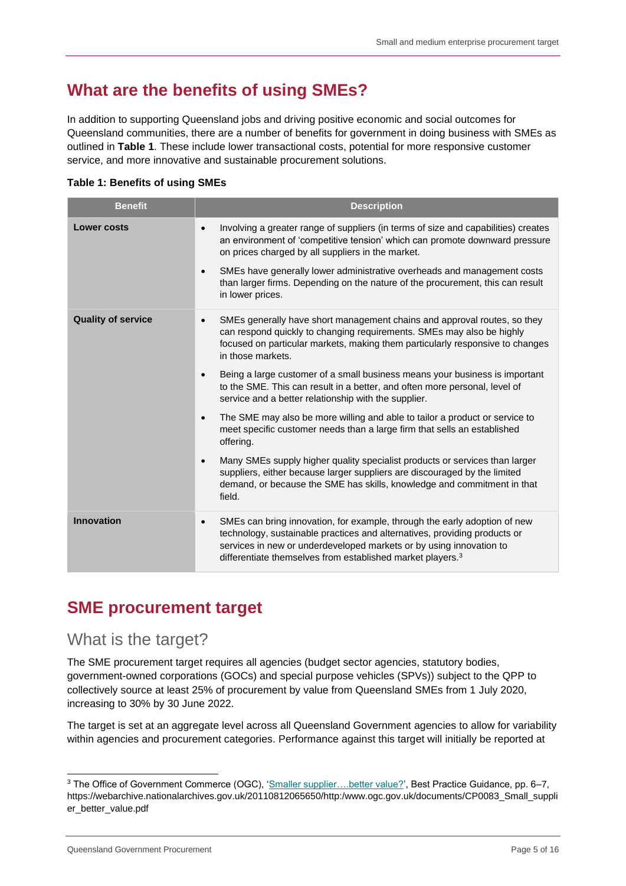# What are the benefits of using SMEs?

In addition to supporting Queensland jobs and driving positive economic and social outcomes for Queensland communities, there are a number of benefits for government in doing business with SMEs as outlined in **Table 1**. These include lower transactional costs, potential for more responsive customer service, and more innovative and sustainable procurement solutions.

**Table 1: Benefits of using SMEs**

| Benefit | Description |
|---|---|
| **Lower costs** | • Involving a greater range of suppliers (in terms of size and capabilities) creates an environment of 'competitive tension' which can promote downward pressure on prices charged by all suppliers in the market.<br>• SMEs have generally lower administrative overheads and management costs than larger firms. Depending on the nature of the procurement, this can result in lower prices. |
| **Quality of service** | • SMEs generally have short management chains and approval routes, so they can respond quickly to changing requirements. SMEs may also be highly focused on particular markets, making them particularly responsive to changes in those markets.<br>• Being a large customer of a small business means your business is important to the SME. This can result in a better, and often more personal, level of service and a better relationship with the supplier.<br>• The SME may also be more willing and able to tailor a product or service to meet specific customer needs than a large firm that sells an established offering.<br>• Many SMEs supply higher quality specialist products or services than larger suppliers, either because larger suppliers are discouraged by the limited demand, or because the SME has skills, knowledge and commitment in that field. |
| **Innovation** | • SMEs can bring innovation, for example, through the early adoption of new technology, sustainable practices and alternatives, providing products or services in new or underdeveloped markets or by using innovation to differentiate themselves from established market players.[3] |

# SME procurement target

## What is the target?

The SME procurement target requires all agencies (budget sector agencies, statutory bodies, government-owned corporations (GOCs) and special purpose vehicles (SPVs)) subject to the QPP to collectively source at least 25% of procurement by value from Queensland SMEs from 1 July 2020, increasing to 30% by 30 June 2022.

The target is set at an aggregate level across all Queensland Government agencies to allow for variability within agencies and procurement categories. Performance against this target will initially be reported at

[3] The Office of Government Commerce (OGC), 'Smaller supplier….better value?', Best Practice Guidance, pp. 6–7, https://webarchive.nationalarchives.gov.uk/20110812065650/http:/www.ogc.gov.uk/documents/CP0083_Small_supplier_better_value.pdf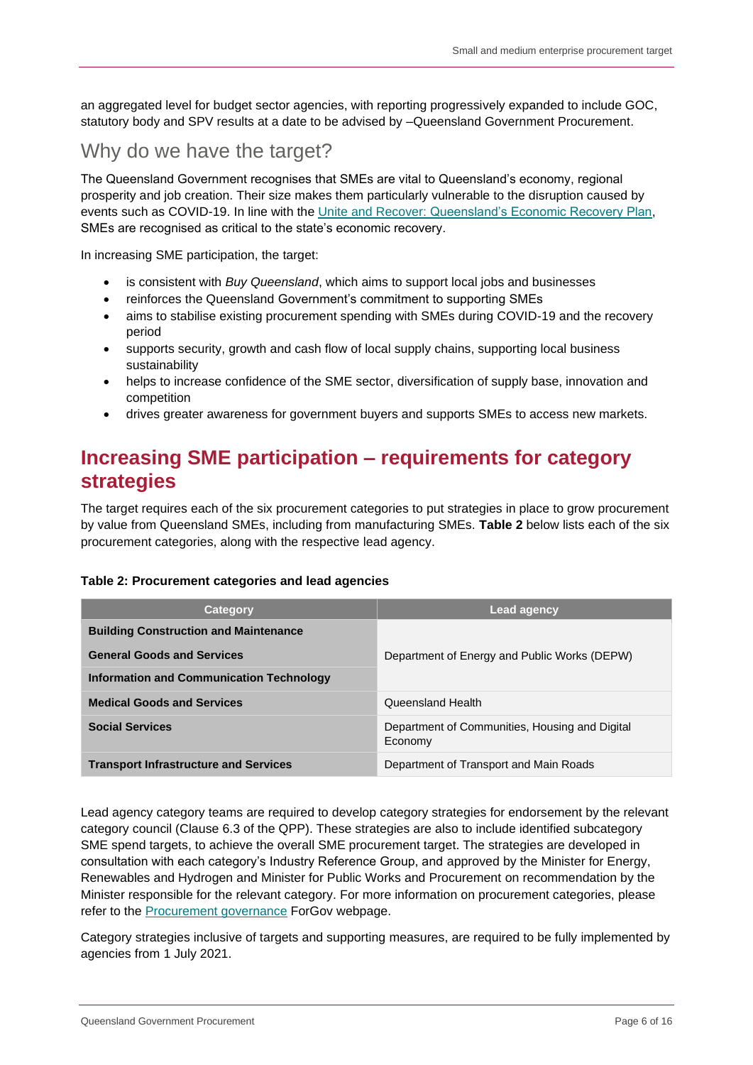an aggregated level for budget sector agencies, with reporting progressively expanded to include GOC, statutory body and SPV results at a date to be advised by –Queensland Government Procurement.

## Why do we have the target?

The Queensland Government recognises that SMEs are vital to Queensland's economy, regional prosperity and job creation. Their size makes them particularly vulnerable to the disruption caused by events such as COVID-19. In line with the [Unite and Recover: Queensland's Economic Recovery Plan](), SMEs are recognised as critical to the state's economic recovery.

In increasing SME participation, the target:

- is consistent with *Buy Queensland*, which aims to support local jobs and businesses
- reinforces the Queensland Government's commitment to supporting SMEs
- aims to stabilise existing procurement spending with SMEs during COVID-19 and the recovery period
- supports security, growth and cash flow of local supply chains, supporting local business sustainability
- helps to increase confidence of the SME sector, diversification of supply base, innovation and competition
- drives greater awareness for government buyers and supports SMEs to access new markets.

# Increasing SME participation – requirements for category strategies

The target requires each of the six procurement categories to put strategies in place to grow procurement by value from Queensland SMEs, including from manufacturing SMEs. **Table 2** below lists each of the six procurement categories, along with the respective lead agency.

**Table 2: Procurement categories and lead agencies**

| Category | Lead agency |
|---|---|
| **Building Construction and Maintenance** | Department of Energy and Public Works (DEPW) |
| **General Goods and Services** | Department of Energy and Public Works (DEPW) |
| **Information and Communication Technology** | Department of Energy and Public Works (DEPW) |
| **Medical Goods and Services** | Queensland Health |
| **Social Services** | Department of Communities, Housing and Digital Economy |
| **Transport Infrastructure and Services** | Department of Transport and Main Roads |

Lead agency category teams are required to develop category strategies for endorsement by the relevant category council (Clause 6.3 of the QPP). These strategies are also to include identified subcategory SME spend targets, to achieve the overall SME procurement target. The strategies are developed in consultation with each category's Industry Reference Group, and approved by the Minister for Energy, Renewables and Hydrogen and Minister for Public Works and Procurement on recommendation by the Minister responsible for the relevant category. For more information on procurement categories, please refer to the [Procurement governance]() ForGov webpage.

Category strategies inclusive of targets and supporting measures, are required to be fully implemented by agencies from 1 July 2021.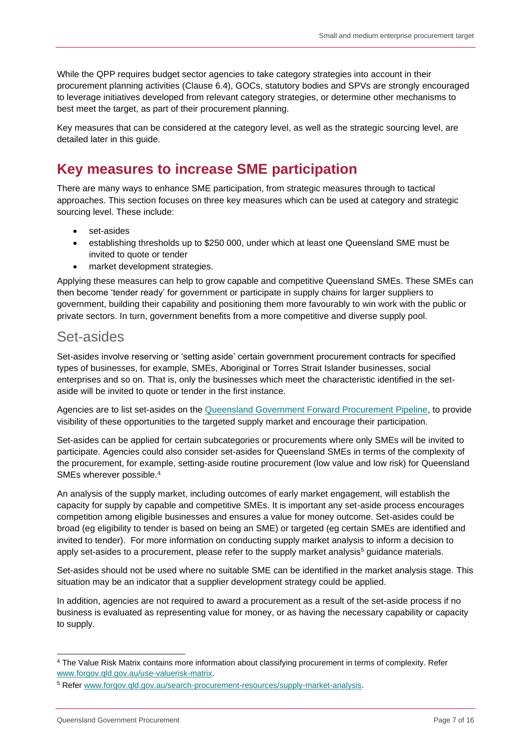While the QPP requires budget sector agencies to take category strategies into account in their procurement planning activities (Clause 6.4), GOCs, statutory bodies and SPVs are strongly encouraged to leverage initiatives developed from relevant category strategies, or determine other mechanisms to best meet the target, as part of their procurement planning.

Key measures that can be considered at the category level, as well as the strategic sourcing level, are detailed later in this guide.

# Key measures to increase SME participation

There are many ways to enhance SME participation, from strategic measures through to tactical approaches. This section focuses on three key measures which can be used at category and strategic sourcing level. These include:

- set-asides
- establishing thresholds up to $250 000, under which at least one Queensland SME must be invited to quote or tender
- market development strategies.

Applying these measures can help to grow capable and competitive Queensland SMEs. These SMEs can then become 'tender ready' for government or participate in supply chains for larger suppliers to government, building their capability and positioning them more favourably to win work with the public or private sectors. In turn, government benefits from a more competitive and diverse supply pool.

## Set-asides

Set-asides involve reserving or 'setting aside' certain government procurement contracts for specified types of businesses, for example, SMEs, Aboriginal or Torres Strait Islander businesses, social enterprises and so on. That is, only the businesses which meet the characteristic identified in the set-aside will be invited to quote or tender in the first instance.

Agencies are to list set-asides on the [Queensland Government Forward Procurement Pipeline](), to provide visibility of these opportunities to the targeted supply market and encourage their participation.

Set-asides can be applied for certain subcategories or procurements where only SMEs will be invited to participate. Agencies could also consider set-asides for Queensland SMEs in terms of the complexity of the procurement, for example, setting-aside routine procurement (low value and low risk) for Queensland SMEs wherever possible.[4]

An analysis of the supply market, including outcomes of early market engagement, will establish the capacity for supply by capable and competitive SMEs. It is important any set-aside process encourages competition among eligible businesses and ensures a value for money outcome. Set-asides could be broad (eg eligibility to tender is based on being an SME) or targeted (eg certain SMEs are identified and invited to tender). For more information on conducting supply market analysis to inform a decision to apply set-asides to a procurement, please refer to the supply market analysis[5] guidance materials.

Set-asides should not be used where no suitable SME can be identified in the market analysis stage. This situation may be an indicator that a supplier development strategy could be applied.

In addition, agencies are not required to award a procurement as a result of the set-aside process if no business is evaluated as representing value for money, or as having the necessary capability or capacity to supply.

---

[4] The Value Risk Matrix contains more information about classifying procurement in terms of complexity. Refer www.forgov.qld.gov.au/use-valuerisk-matrix.

[5] Refer www.forgov.qld.gov.au/search-procurement-resources/supply-market-analysis.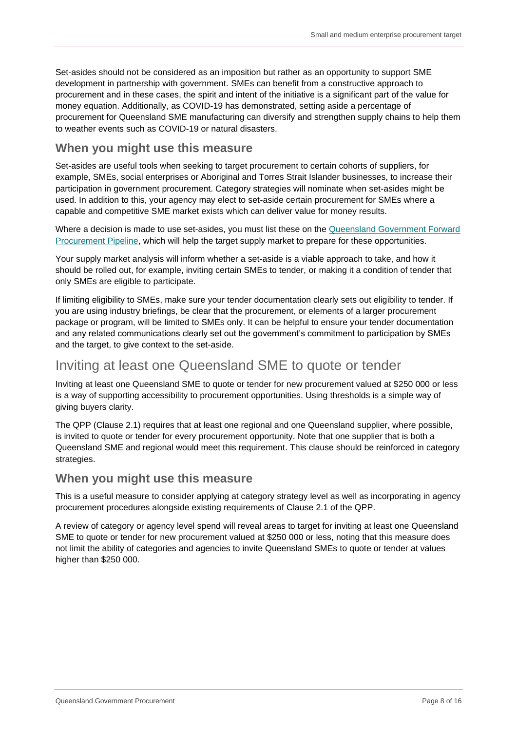Set-asides should not be considered as an imposition but rather as an opportunity to support SME development in partnership with government. SMEs can benefit from a constructive approach to procurement and in these cases, the spirit and intent of the initiative is a significant part of the value for money equation. Additionally, as COVID-19 has demonstrated, setting aside a percentage of procurement for Queensland SME manufacturing can diversify and strengthen supply chains to help them to weather events such as COVID-19 or natural disasters.

### When you might use this measure

Set-asides are useful tools when seeking to target procurement to certain cohorts of suppliers, for example, SMEs, social enterprises or Aboriginal and Torres Strait Islander businesses, to increase their participation in government procurement. Category strategies will nominate when set-asides might be used. In addition to this, your agency may elect to set-aside certain procurement for SMEs where a capable and competitive SME market exists which can deliver value for money results.

Where a decision is made to use set-asides, you must list these on the Queensland Government Forward Procurement Pipeline, which will help the target supply market to prepare for these opportunities.

Your supply market analysis will inform whether a set-aside is a viable approach to take, and how it should be rolled out, for example, inviting certain SMEs to tender, or making it a condition of tender that only SMEs are eligible to participate.

If limiting eligibility to SMEs, make sure your tender documentation clearly sets out eligibility to tender. If you are using industry briefings, be clear that the procurement, or elements of a larger procurement package or program, will be limited to SMEs only. It can be helpful to ensure your tender documentation and any related communications clearly set out the government's commitment to participation by SMEs and the target, to give context to the set-aside.

## Inviting at least one Queensland SME to quote or tender

Inviting at least one Queensland SME to quote or tender for new procurement valued at $250 000 or less is a way of supporting accessibility to procurement opportunities. Using thresholds is a simple way of giving buyers clarity.

The QPP (Clause 2.1) requires that at least one regional and one Queensland supplier, where possible, is invited to quote or tender for every procurement opportunity. Note that one supplier that is both a Queensland SME and regional would meet this requirement. This clause should be reinforced in category strategies.

### When you might use this measure

This is a useful measure to consider applying at category strategy level as well as incorporating in agency procurement procedures alongside existing requirements of Clause 2.1 of the QPP.

A review of category or agency level spend will reveal areas to target for inviting at least one Queensland SME to quote or tender for new procurement valued at $250 000 or less, noting that this measure does not limit the ability of categories and agencies to invite Queensland SMEs to quote or tender at values higher than $250 000.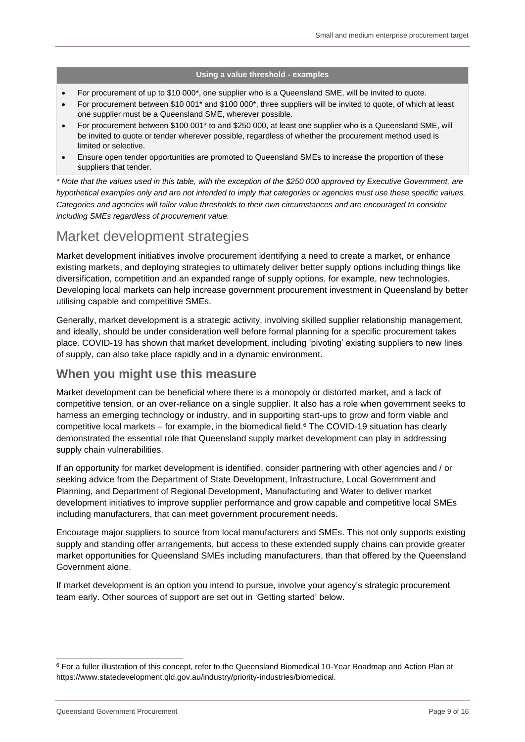**Using a value threshold - examples**

- For procurement of up to $10 000*, one supplier who is a Queensland SME, will be invited to quote.
- For procurement between $10 001* and $100 000*, three suppliers will be invited to quote, of which at least one supplier must be a Queensland SME, wherever possible.
- For procurement between $100 001* to and $250 000, at least one supplier who is a Queensland SME, will be invited to quote or tender wherever possible, regardless of whether the procurement method used is limited or selective.
- Ensure open tender opportunities are promoted to Queensland SMEs to increase the proportion of these suppliers that tender.

*\* Note that the values used in this table, with the exception of the $250 000 approved by Executive Government, are hypothetical examples only and are not intended to imply that categories or agencies must use these specific values. Categories and agencies will tailor value thresholds to their own circumstances and are encouraged to consider including SMEs regardless of procurement value.*

# Market development strategies

Market development initiatives involve procurement identifying a need to create a market, or enhance existing markets, and deploying strategies to ultimately deliver better supply options including things like diversification, competition and an expanded range of supply options, for example, new technologies. Developing local markets can help increase government procurement investment in Queensland by better utilising capable and competitive SMEs.

Generally, market development is a strategic activity, involving skilled supplier relationship management, and ideally, should be under consideration well before formal planning for a specific procurement takes place. COVID-19 has shown that market development, including 'pivoting' existing suppliers to new lines of supply, can also take place rapidly and in a dynamic environment.

## When you might use this measure

Market development can be beneficial where there is a monopoly or distorted market, and a lack of competitive tension, or an over-reliance on a single supplier. It also has a role when government seeks to harness an emerging technology or industry, and in supporting start-ups to grow and form viable and competitive local markets – for example, in the biomedical field.[6] The COVID-19 situation has clearly demonstrated the essential role that Queensland supply market development can play in addressing supply chain vulnerabilities.

If an opportunity for market development is identified, consider partnering with other agencies and / or seeking advice from the Department of State Development, Infrastructure, Local Government and Planning, and Department of Regional Development, Manufacturing and Water to deliver market development initiatives to improve supplier performance and grow capable and competitive local SMEs including manufacturers, that can meet government procurement needs.

Encourage major suppliers to source from local manufacturers and SMEs. This not only supports existing supply and standing offer arrangements, but access to these extended supply chains can provide greater market opportunities for Queensland SMEs including manufacturers, than that offered by the Queensland Government alone.

If market development is an option you intend to pursue, involve your agency's strategic procurement team early. Other sources of support are set out in 'Getting started' below.

[6] For a fuller illustration of this concept, refer to the Queensland Biomedical 10-Year Roadmap and Action Plan at https://www.statedevelopment.qld.gov.au/industry/priority-industries/biomedical.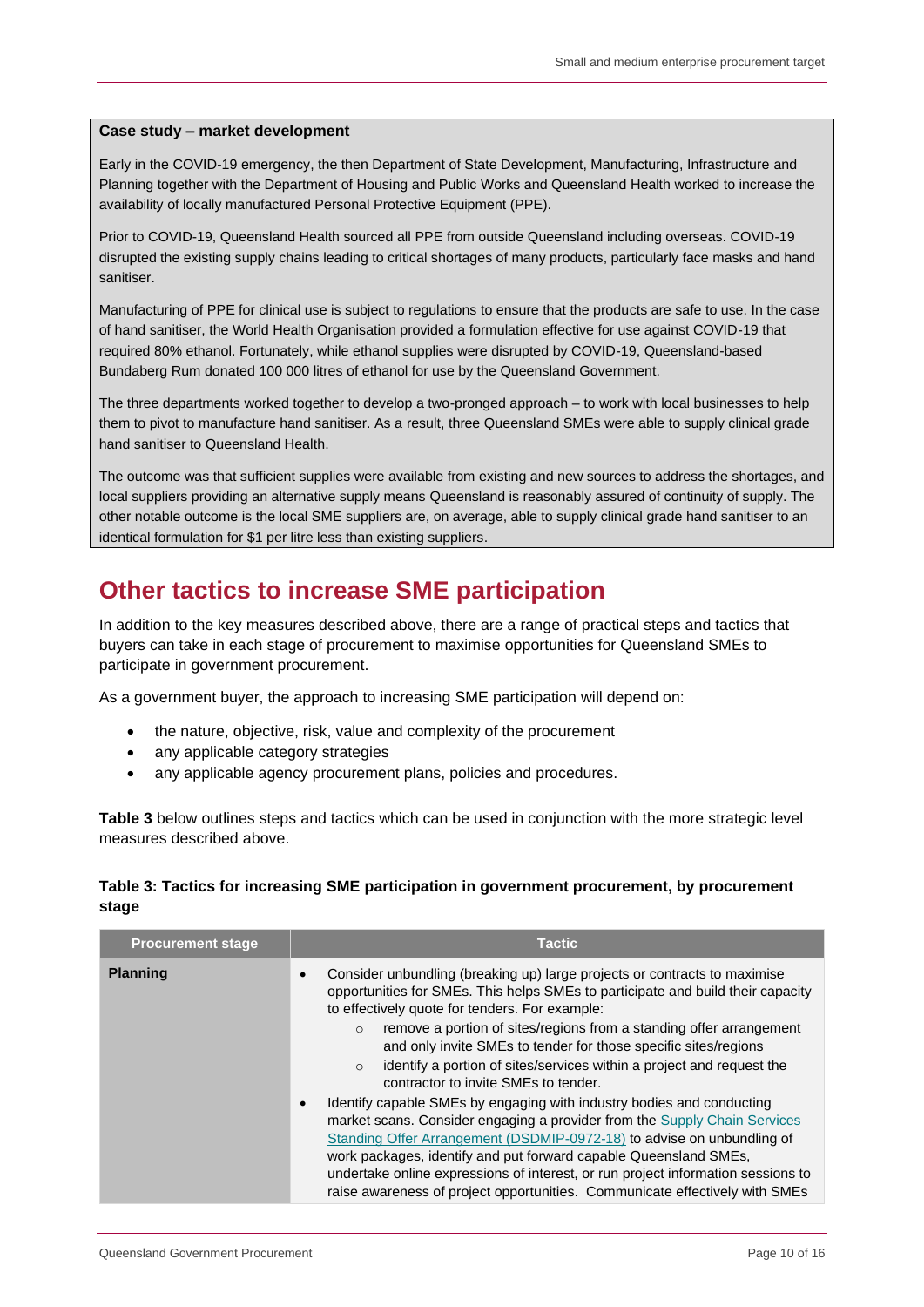**Case study – market development**

Early in the COVID-19 emergency, the then Department of State Development, Manufacturing, Infrastructure and Planning together with the Department of Housing and Public Works and Queensland Health worked to increase the availability of locally manufactured Personal Protective Equipment (PPE).

Prior to COVID-19, Queensland Health sourced all PPE from outside Queensland including overseas. COVID-19 disrupted the existing supply chains leading to critical shortages of many products, particularly face masks and hand sanitiser.

Manufacturing of PPE for clinical use is subject to regulations to ensure that the products are safe to use. In the case of hand sanitiser, the World Health Organisation provided a formulation effective for use against COVID-19 that required 80% ethanol. Fortunately, while ethanol supplies were disrupted by COVID-19, Queensland-based Bundaberg Rum donated 100 000 litres of ethanol for use by the Queensland Government.

The three departments worked together to develop a two-pronged approach – to work with local businesses to help them to pivot to manufacture hand sanitiser. As a result, three Queensland SMEs were able to supply clinical grade hand sanitiser to Queensland Health.

The outcome was that sufficient supplies were available from existing and new sources to address the shortages, and local suppliers providing an alternative supply means Queensland is reasonably assured of continuity of supply. The other notable outcome is the local SME suppliers are, on average, able to supply clinical grade hand sanitiser to an identical formulation for $1 per litre less than existing suppliers.

# Other tactics to increase SME participation

In addition to the key measures described above, there are a range of practical steps and tactics that buyers can take in each stage of procurement to maximise opportunities for Queensland SMEs to participate in government procurement.

As a government buyer, the approach to increasing SME participation will depend on:

- the nature, objective, risk, value and complexity of the procurement
- any applicable category strategies
- any applicable agency procurement plans, policies and procedures.

**Table 3** below outlines steps and tactics which can be used in conjunction with the more strategic level measures described above.

**Table 3: Tactics for increasing SME participation in government procurement, by procurement stage**

| Procurement stage | Tactic |
|---|---|
| **Planning** | • Consider unbundling (breaking up) large projects or contracts to maximise opportunities for SMEs. This helps SMEs to participate and build their capacity to effectively quote for tenders. For example:<br>  ○ remove a portion of sites/regions from a standing offer arrangement and only invite SMEs to tender for those specific sites/regions<br>  ○ identify a portion of sites/services within a project and request the contractor to invite SMEs to tender.<br>• Identify capable SMEs by engaging with industry bodies and conducting market scans. Consider engaging a provider from the Supply Chain Services Standing Offer Arrangement (DSDMIP-0972-18) to advise on unbundling of work packages, identify and put forward capable Queensland SMEs, undertake online expressions of interest, or run project information sessions to raise awareness of project opportunities. Communicate effectively with SMEs |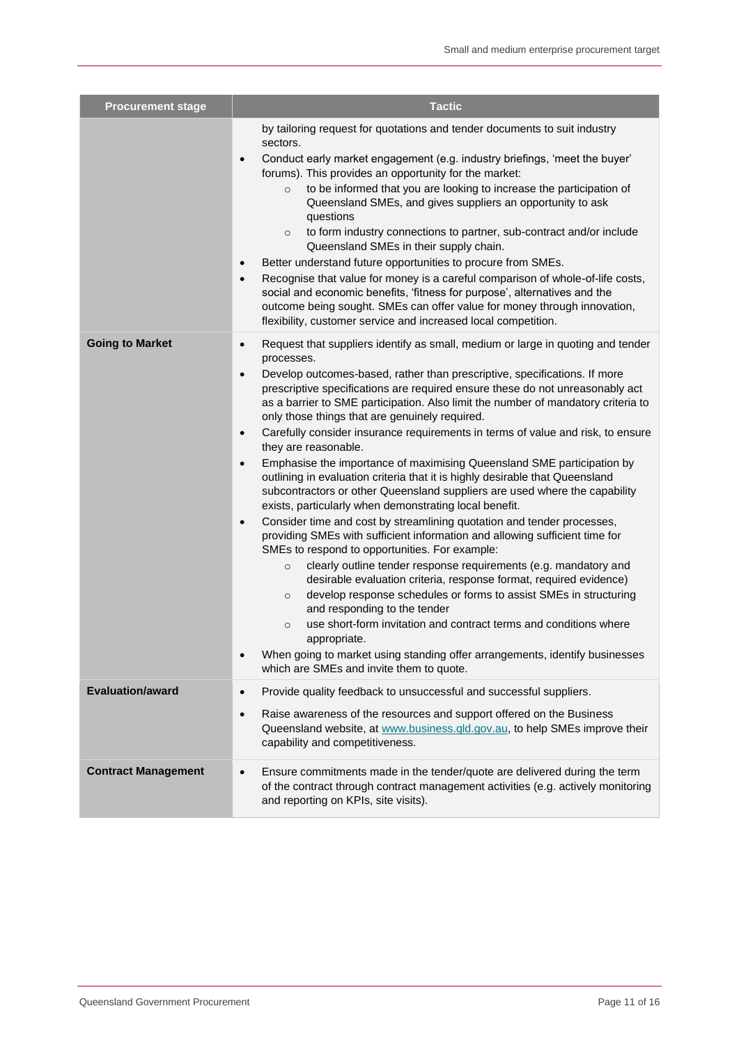| Procurement stage | Tactic |
|---|---|
| | by tailoring request for quotations and tender documents to suit industry sectors.<br>• Conduct early market engagement (e.g. industry briefings, 'meet the buyer' forums). This provides an opportunity for the market:<br>  ◦ to be informed that you are looking to increase the participation of Queensland SMEs, and gives suppliers an opportunity to ask questions<br>  ◦ to form industry connections to partner, sub-contract and/or include Queensland SMEs in their supply chain.<br>• Better understand future opportunities to procure from SMEs.<br>• Recognise that value for money is a careful comparison of whole-of-life costs, social and economic benefits, 'fitness for purpose', alternatives and the outcome being sought. SMEs can offer value for money through innovation, flexibility, customer service and increased local competition. |
| **Going to Market** | • Request that suppliers identify as small, medium or large in quoting and tender processes.<br>• Develop outcomes-based, rather than prescriptive, specifications. If more prescriptive specifications are required ensure these do not unreasonably act as a barrier to SME participation. Also limit the number of mandatory criteria to only those things that are genuinely required.<br>• Carefully consider insurance requirements in terms of value and risk, to ensure they are reasonable.<br>• Emphasise the importance of maximising Queensland SME participation by outlining in evaluation criteria that it is highly desirable that Queensland subcontractors or other Queensland suppliers are used where the capability exists, particularly when demonstrating local benefit.<br>• Consider time and cost by streamlining quotation and tender processes, providing SMEs with sufficient information and allowing sufficient time for SMEs to respond to opportunities. For example:<br>  ◦ clearly outline tender response requirements (e.g. mandatory and desirable evaluation criteria, response format, required evidence)<br>  ◦ develop response schedules or forms to assist SMEs in structuring and responding to the tender<br>  ◦ use short-form invitation and contract terms and conditions where appropriate.<br>• When going to market using standing offer arrangements, identify businesses which are SMEs and invite them to quote. |
| **Evaluation/award** | • Provide quality feedback to unsuccessful and successful suppliers.<br>• Raise awareness of the resources and support offered on the Business Queensland website, at [www.business.qld.gov.au](http://www.business.qld.gov.au), to help SMEs improve their capability and competitiveness. |
| **Contract Management** | • Ensure commitments made in the tender/quote are delivered during the term of the contract through contract management activities (e.g. actively monitoring and reporting on KPIs, site visits). |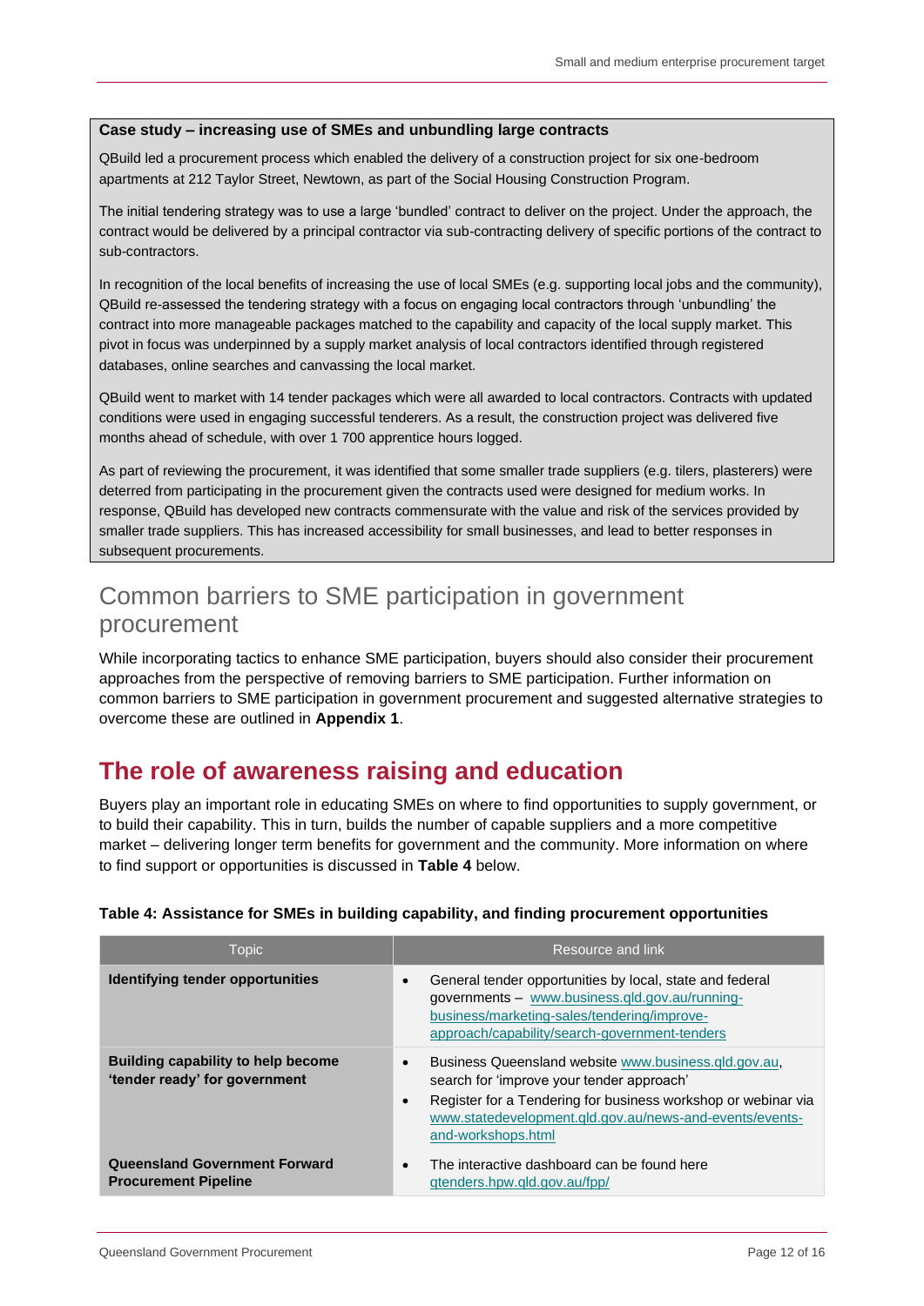**Case study – increasing use of SMEs and unbundling large contracts**

QBuild led a procurement process which enabled the delivery of a construction project for six one-bedroom apartments at 212 Taylor Street, Newtown, as part of the Social Housing Construction Program.

The initial tendering strategy was to use a large 'bundled' contract to deliver on the project. Under the approach, the contract would be delivered by a principal contractor via sub-contracting delivery of specific portions of the contract to sub-contractors.

In recognition of the local benefits of increasing the use of local SMEs (e.g. supporting local jobs and the community), QBuild re-assessed the tendering strategy with a focus on engaging local contractors through 'unbundling' the contract into more manageable packages matched to the capability and capacity of the local supply market. This pivot in focus was underpinned by a supply market analysis of local contractors identified through registered databases, online searches and canvassing the local market.

QBuild went to market with 14 tender packages which were all awarded to local contractors. Contracts with updated conditions were used in engaging successful tenderers. As a result, the construction project was delivered five months ahead of schedule, with over 1 700 apprentice hours logged.

As part of reviewing the procurement, it was identified that some smaller trade suppliers (e.g. tilers, plasterers) were deterred from participating in the procurement given the contracts used were designed for medium works. In response, QBuild has developed new contracts commensurate with the value and risk of the services provided by smaller trade suppliers. This has increased accessibility for small businesses, and lead to better responses in subsequent procurements.

### Common barriers to SME participation in government procurement

While incorporating tactics to enhance SME participation, buyers should also consider their procurement approaches from the perspective of removing barriers to SME participation. Further information on common barriers to SME participation in government procurement and suggested alternative strategies to overcome these are outlined in **Appendix 1**.

## The role of awareness raising and education

Buyers play an important role in educating SMEs on where to find opportunities to supply government, or to build their capability. This in turn, builds the number of capable suppliers and a more competitive market – delivering longer term benefits for government and the community. More information on where to find support or opportunities is discussed in **Table 4** below.

**Table 4: Assistance for SMEs in building capability, and finding procurement opportunities**

| Topic | Resource and link |
|---|---|
| **Identifying tender opportunities** | • General tender opportunities by local, state and federal governments – www.business.qld.gov.au/running-business/marketing-sales/tendering/improve-approach/capability/search-government-tenders |
| **Building capability to help become 'tender ready' for government** | • Business Queensland website www.business.qld.gov.au, search for 'improve your tender approach'<br>• Register for a Tendering for business workshop or webinar via www.statedevelopment.qld.gov.au/news-and-events/events-and-workshops.html |
| **Queensland Government Forward Procurement Pipeline** | • The interactive dashboard can be found here qtenders.hpw.qld.gov.au/fpp/ |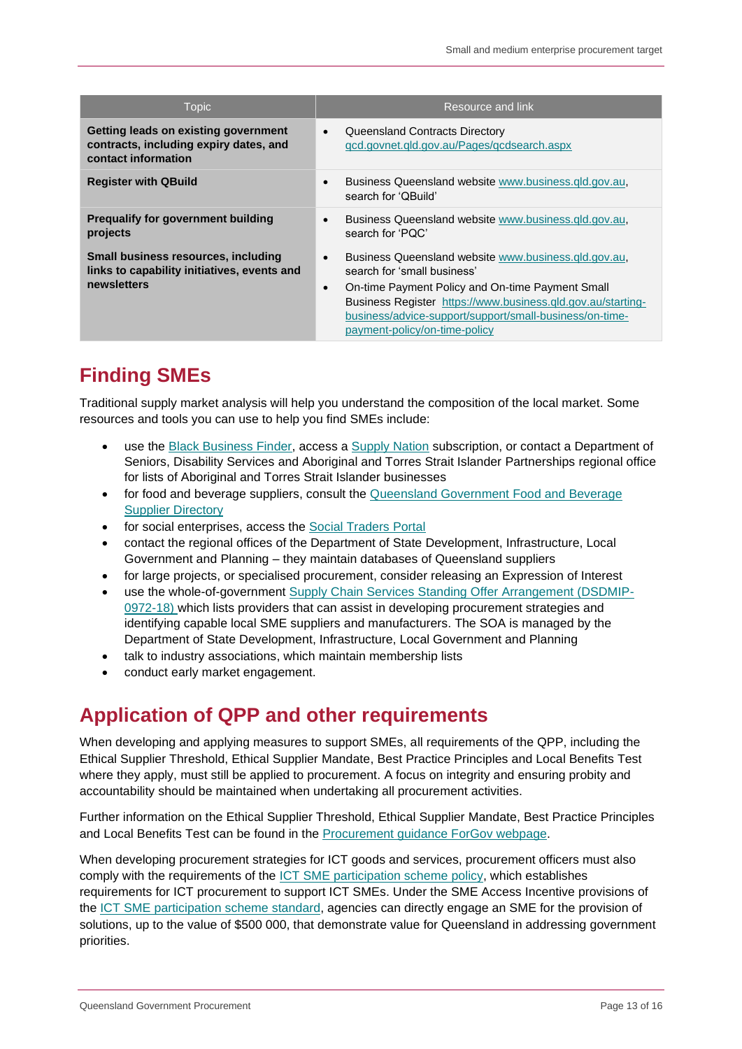| Topic | Resource and link |
|---|---|
| **Getting leads on existing government contracts, including expiry dates, and contact information** | • Queensland Contracts Directory qcd.govnet.qld.gov.au/Pages/qcdsearch.aspx |
| **Register with QBuild** | • Business Queensland website www.business.qld.gov.au, search for 'QBuild' |
| **Prequalify for government building projects** | • Business Queensland website www.business.qld.gov.au, search for 'PQC' |
| **Small business resources, including links to capability initiatives, events and newsletters** | • Business Queensland website www.business.qld.gov.au, search for 'small business'<br>• On-time Payment Policy and On-time Payment Small Business Register https://www.business.qld.gov.au/starting-business/advice-support/support/small-business/on-time-payment-policy/on-time-policy |

## Finding SMEs

Traditional supply market analysis will help you understand the composition of the local market. Some resources and tools you can use to help you find SMEs include:

- use the Black Business Finder, access a Supply Nation subscription, or contact a Department of Seniors, Disability Services and Aboriginal and Torres Strait Islander Partnerships regional office for lists of Aboriginal and Torres Strait Islander businesses
- for food and beverage suppliers, consult the Queensland Government Food and Beverage Supplier Directory
- for social enterprises, access the Social Traders Portal
- contact the regional offices of the Department of State Development, Infrastructure, Local Government and Planning – they maintain databases of Queensland suppliers
- for large projects, or specialised procurement, consider releasing an Expression of Interest
- use the whole-of-government Supply Chain Services Standing Offer Arrangement (DSDMIP-0972-18) which lists providers that can assist in developing procurement strategies and identifying capable local SME suppliers and manufacturers. The SOA is managed by the Department of State Development, Infrastructure, Local Government and Planning
- talk to industry associations, which maintain membership lists
- conduct early market engagement.

## Application of QPP and other requirements

When developing and applying measures to support SMEs, all requirements of the QPP, including the Ethical Supplier Threshold, Ethical Supplier Mandate, Best Practice Principles and Local Benefits Test where they apply, must still be applied to procurement. A focus on integrity and ensuring probity and accountability should be maintained when undertaking all procurement activities.

Further information on the Ethical Supplier Threshold, Ethical Supplier Mandate, Best Practice Principles and Local Benefits Test can be found in the Procurement guidance ForGov webpage.

When developing procurement strategies for ICT goods and services, procurement officers must also comply with the requirements of the ICT SME participation scheme policy, which establishes requirements for ICT procurement to support ICT SMEs. Under the SME Access Incentive provisions of the ICT SME participation scheme standard, agencies can directly engage an SME for the provision of solutions, up to the value of $500 000, that demonstrate value for Queensland in addressing government priorities.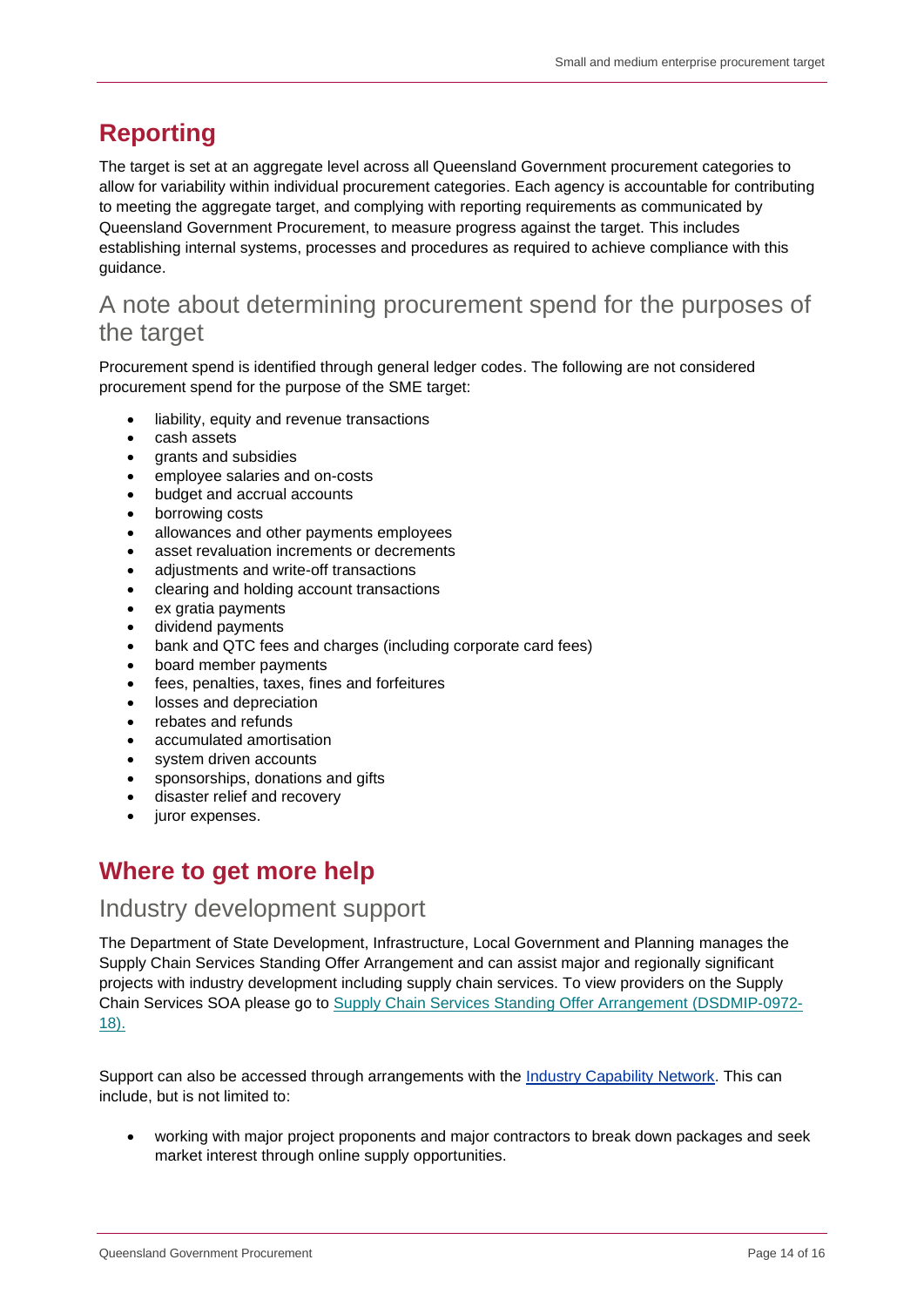# Reporting

The target is set at an aggregate level across all Queensland Government procurement categories to allow for variability within individual procurement categories. Each agency is accountable for contributing to meeting the aggregate target, and complying with reporting requirements as communicated by Queensland Government Procurement, to measure progress against the target. This includes establishing internal systems, processes and procedures as required to achieve compliance with this guidance.

## A note about determining procurement spend for the purposes of the target

Procurement spend is identified through general ledger codes. The following are not considered procurement spend for the purpose of the SME target:

- liability, equity and revenue transactions
- cash assets
- grants and subsidies
- employee salaries and on-costs
- budget and accrual accounts
- borrowing costs
- allowances and other payments employees
- asset revaluation increments or decrements
- adjustments and write-off transactions
- clearing and holding account transactions
- ex gratia payments
- dividend payments
- bank and QTC fees and charges (including corporate card fees)
- board member payments
- fees, penalties, taxes, fines and forfeitures
- losses and depreciation
- rebates and refunds
- accumulated amortisation
- system driven accounts
- sponsorships, donations and gifts
- disaster relief and recovery
- juror expenses.

# Where to get more help

## Industry development support

The Department of State Development, Infrastructure, Local Government and Planning manages the Supply Chain Services Standing Offer Arrangement and can assist major and regionally significant projects with industry development including supply chain services. To view providers on the Supply Chain Services SOA please go to Supply Chain Services Standing Offer Arrangement (DSDMIP-0972-18).

Support can also be accessed through arrangements with the Industry Capability Network. This can include, but is not limited to:

- working with major project proponents and major contractors to break down packages and seek market interest through online supply opportunities.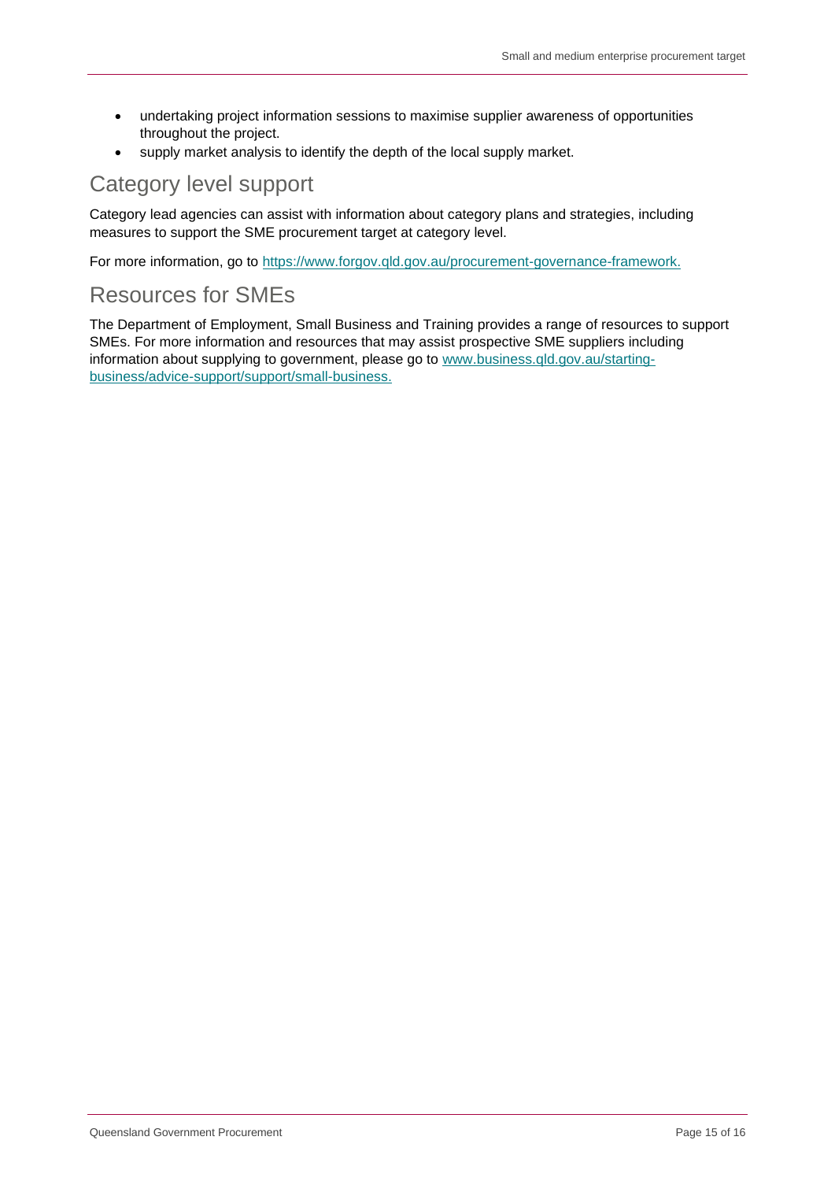- undertaking project information sessions to maximise supplier awareness of opportunities throughout the project.
- supply market analysis to identify the depth of the local supply market.

## Category level support

Category lead agencies can assist with information about category plans and strategies, including measures to support the SME procurement target at category level.

For more information, go to [https://www.forgov.qld.gov.au/procurement-governance-framework.](https://www.forgov.qld.gov.au/procurement-governance-framework)

## Resources for SMEs

The Department of Employment, Small Business and Training provides a range of resources to support SMEs. For more information and resources that may assist prospective SME suppliers including information about supplying to government, please go to [www.business.qld.gov.au/starting-business/advice-support/support/small-business.](http://www.business.qld.gov.au/starting-business/advice-support/support/small-business)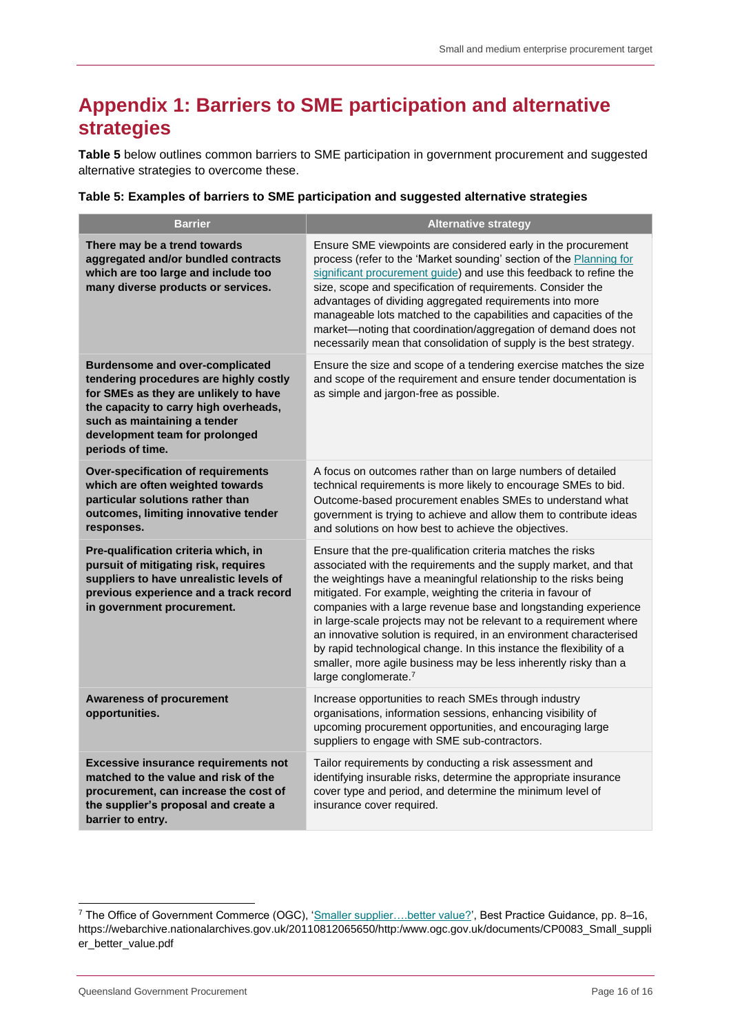# Appendix 1: Barriers to SME participation and alternative strategies

**Table 5** below outlines common barriers to SME participation in government procurement and suggested alternative strategies to overcome these.

**Table 5: Examples of barriers to SME participation and suggested alternative strategies**

| Barrier | Alternative strategy |
|---|---|
| **There may be a trend towards aggregated and/or bundled contracts which are too large and include too many diverse products or services.** | Ensure SME viewpoints are considered early in the procurement process (refer to the 'Market sounding' section of the Planning for significant procurement guide) and use this feedback to refine the size, scope and specification of requirements. Consider the advantages of dividing aggregated requirements into more manageable lots matched to the capabilities and capacities of the market—noting that coordination/aggregation of demand does not necessarily mean that consolidation of supply is the best strategy. |
| **Burdensome and over-complicated tendering procedures are highly costly for SMEs as they are unlikely to have the capacity to carry high overheads, such as maintaining a tender development team for prolonged periods of time.** | Ensure the size and scope of a tendering exercise matches the size and scope of the requirement and ensure tender documentation is as simple and jargon-free as possible. |
| **Over-specification of requirements which are often weighted towards particular solutions rather than outcomes, limiting innovative tender responses.** | A focus on outcomes rather than on large numbers of detailed technical requirements is more likely to encourage SMEs to bid. Outcome-based procurement enables SMEs to understand what government is trying to achieve and allow them to contribute ideas and solutions on how best to achieve the objectives. |
| **Pre-qualification criteria which, in pursuit of mitigating risk, requires suppliers to have unrealistic levels of previous experience and a track record in government procurement.** | Ensure that the pre-qualification criteria matches the risks associated with the requirements and the supply market, and that the weightings have a meaningful relationship to the risks being mitigated. For example, weighting the criteria in favour of companies with a large revenue base and longstanding experience in large-scale projects may not be relevant to a requirement where an innovative solution is required, in an environment characterised by rapid technological change. In this instance the flexibility of a smaller, more agile business may be less inherently risky than a large conglomerate.[7] |
| **Awareness of procurement opportunities.** | Increase opportunities to reach SMEs through industry organisations, information sessions, enhancing visibility of upcoming procurement opportunities, and encouraging large suppliers to engage with SME sub-contractors. |
| **Excessive insurance requirements not matched to the value and risk of the procurement, can increase the cost of the supplier's proposal and create a barrier to entry.** | Tailor requirements by conducting a risk assessment and identifying insurable risks, determine the appropriate insurance cover type and period, and determine the minimum level of insurance cover required. |

[7] The Office of Government Commerce (OGC), 'Smaller supplier….better value?', Best Practice Guidance, pp. 8–16, https://webarchive.nationalarchives.gov.uk/20110812065650/http:/www.ogc.gov.uk/documents/CP0083_Small_supplier_better_value.pdf